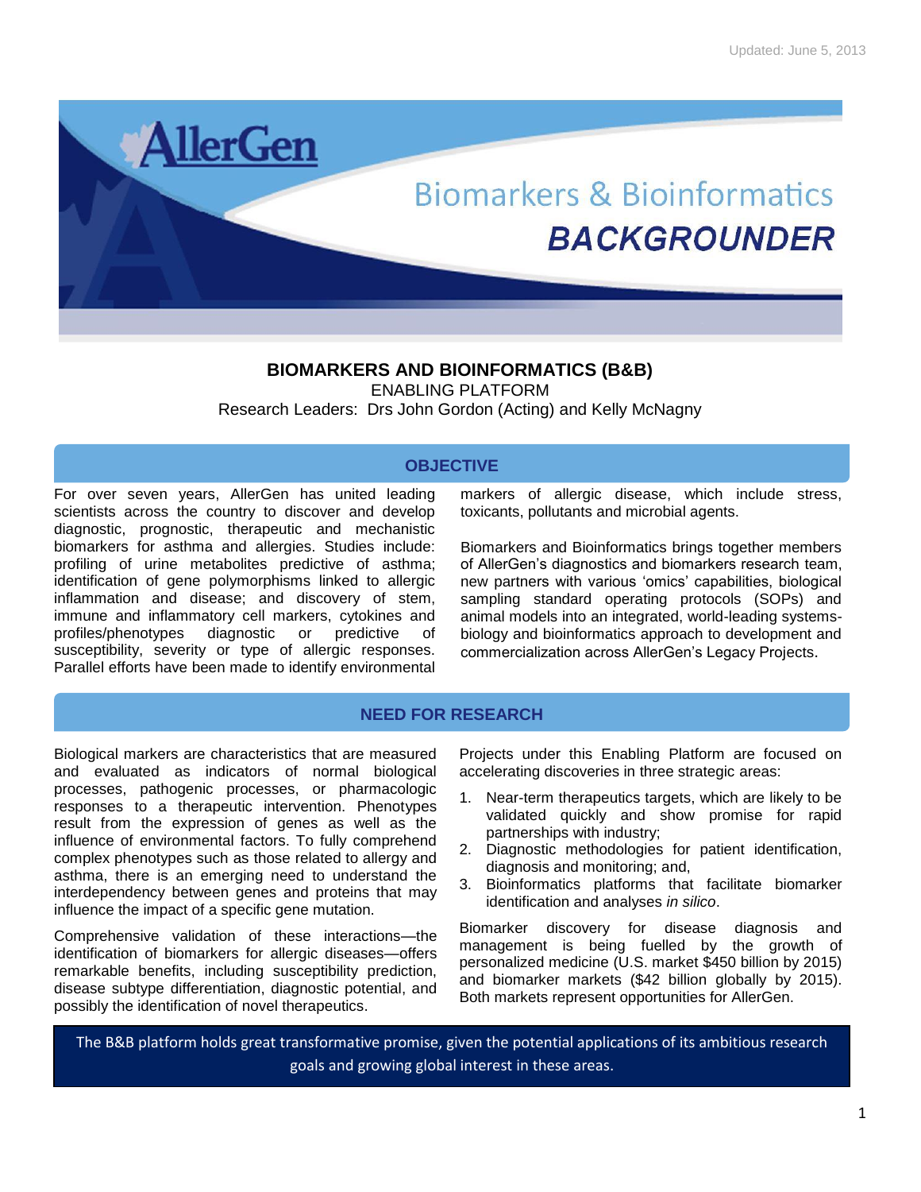Updated: June 5, 2013

# AllerGen Biomarkers & Bioinformatics BACKGROUNDER

## BIOMARKERS AND BIOINFORMATICS (B&B)

ENABLING PLATFORM

Research Leaders: Drs John Gordon (Acting) and Kelly McNagny

## OBJECTIVE

For over seven years, AllerGen has united leading scientists across the country to discover and develop diagnostic, prognostic, therapeutic and mechanistic biomarkers for asthma and allergies. Studies include: profiling of urine metabolites predictive of asthma; identification of gene polymorphisms linked to allergic inflammation and disease; and discovery of stem, immune and inflammatory cell markers, cytokines and profiles/phenotypes diagnostic or predictive of susceptibility, severity or type of allergic responses. Parallel efforts have been made to identify environmental markers of allergic disease, which include stress, toxicants, pollutants and microbial agents.

Biomarkers and Bioinformatics brings together members of AllerGen's diagnostics and biomarkers research team, new partners with various 'omics' capabilities, biological sampling standard operating protocols (SOPs) and animal models into an integrated, world-leading systems-biology and bioinformatics approach to development and commercialization across AllerGen's Legacy Projects.

## NEED FOR RESEARCH

Biological markers are characteristics that are measured and evaluated as indicators of normal biological processes, pathogenic processes, or pharmacologic responses to a therapeutic intervention. Phenotypes result from the expression of genes as well as the influence of environmental factors. To fully comprehend complex phenotypes such as those related to allergy and asthma, there is an emerging need to understand the interdependency between genes and proteins that may influence the impact of a specific gene mutation.

Comprehensive validation of these interactions—the identification of biomarkers for allergic diseases—offers remarkable benefits, including susceptibility prediction, disease subtype differentiation, diagnostic potential, and possibly the identification of novel therapeutics.

Projects under this Enabling Platform are focused on accelerating discoveries in three strategic areas:

1. Near-term therapeutics targets, which are likely to be validated quickly and show promise for rapid partnerships with industry;
2. Diagnostic methodologies for patient identification, diagnosis and monitoring; and,
3. Bioinformatics platforms that facilitate biomarker identification and analyses *in silico*.

Biomarker discovery for disease diagnosis and management is being fuelled by the growth of personalized medicine (U.S. market $450 billion by 2015) and biomarker markets ($42 billion globally by 2015). Both markets represent opportunities for AllerGen.

**The B&B platform holds great transformative promise, given the potential applications of its ambitious research goals and growing global interest in these areas.**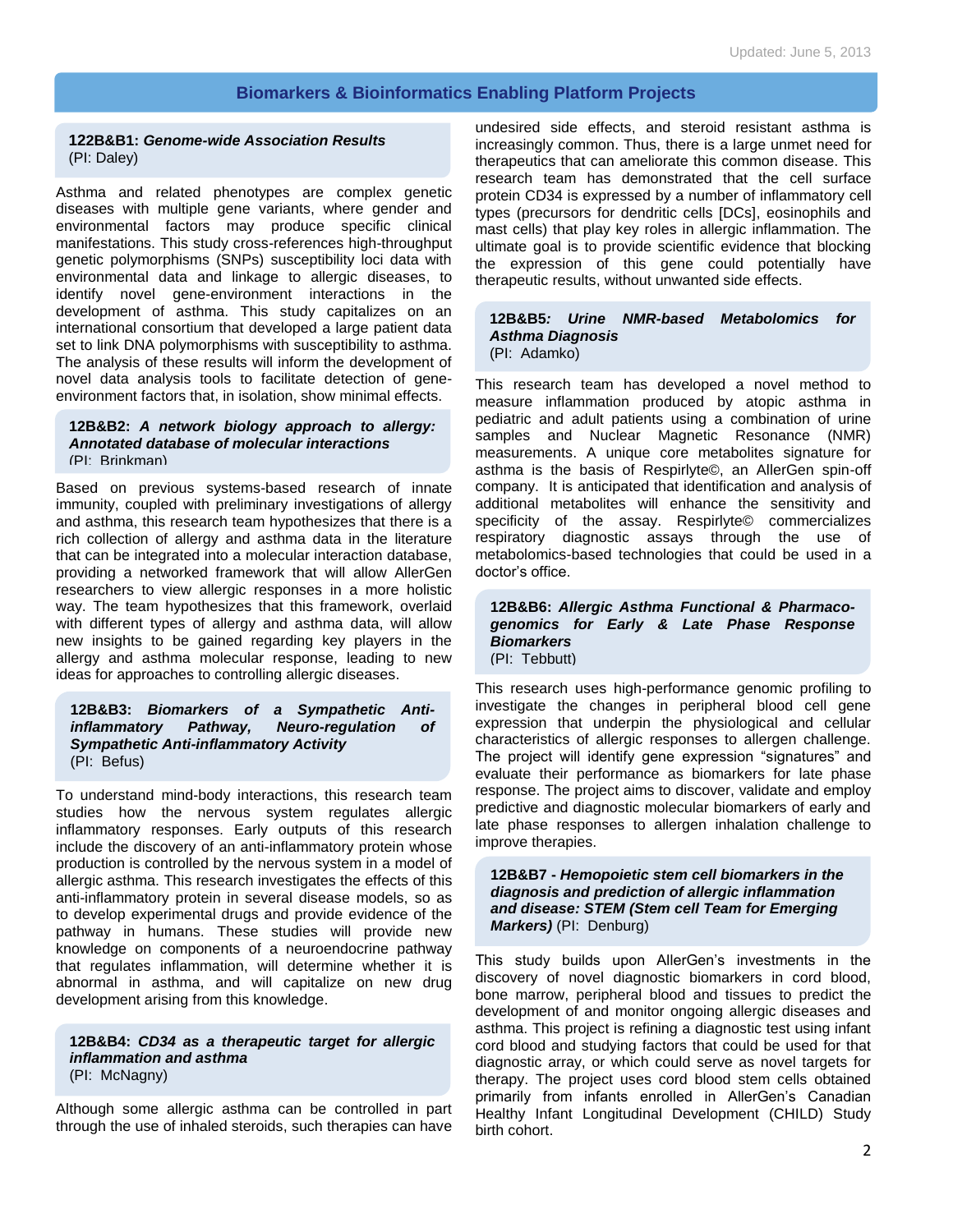## Biomarkers & Bioinformatics Enabling Platform Projects

**122B&B1:** ***Genome-wide Association Results***
(PI: Daley)

Asthma and related phenotypes are complex genetic diseases with multiple gene variants, where gender and environmental factors may produce specific clinical manifestations. This study cross-references high-throughput genetic polymorphisms (SNPs) susceptibility loci data with environmental data and linkage to allergic diseases, to identify novel gene-environment interactions in the development of asthma. This study capitalizes on an international consortium that developed a large patient data set to link DNA polymorphisms with susceptibility to asthma. The analysis of these results will inform the development of novel data analysis tools to facilitate detection of gene-environment factors that, in isolation, show minimal effects.

**12B&B2:** ***A network biology approach to allergy: Annotated database of molecular interactions***
(PI: Brinkman)

Based on previous systems-based research of innate immunity, coupled with preliminary investigations of allergy and asthma, this research team hypothesizes that there is a rich collection of allergy and asthma data in the literature that can be integrated into a molecular interaction database, providing a networked framework that will allow AllerGen researchers to view allergic responses in a more holistic way. The team hypothesizes that this framework, overlaid with different types of allergy and asthma data, will allow new insights to be gained regarding key players in the allergy and asthma molecular response, leading to new ideas for approaches to controlling allergic diseases.

**12B&B3:** ***Biomarkers of a Sympathetic Anti-inflammatory Pathway, Neuro-regulation of Sympathetic Anti-inflammatory Activity***
(PI: Befus)

To understand mind-body interactions, this research team studies how the nervous system regulates allergic inflammatory responses. Early outputs of this research include the discovery of an anti-inflammatory protein whose production is controlled by the nervous system in a model of allergic asthma. This research investigates the effects of this anti-inflammatory protein in several disease models, so as to develop experimental drugs and provide evidence of the pathway in humans. These studies will provide new knowledge on components of a neuroendocrine pathway that regulates inflammation, will determine whether it is abnormal in asthma, and will capitalize on new drug development arising from this knowledge.

**12B&B4:** ***CD34 as a therapeutic target for allergic inflammation and asthma***
(PI: McNagny)

Although some allergic asthma can be controlled in part through the use of inhaled steroids, such therapies can have undesired side effects, and steroid resistant asthma is increasingly common. Thus, there is a large unmet need for therapeutics that can ameliorate this common disease. This research team has demonstrated that the cell surface protein CD34 is expressed by a number of inflammatory cell types (precursors for dendritic cells [DCs], eosinophils and mast cells) that play key roles in allergic inflammation. The ultimate goal is to provide scientific evidence that blocking the expression of this gene could potentially have therapeutic results, without unwanted side effects.

**12B&B5*:*** ***Urine NMR-based Metabolomics for Asthma Diagnosis***
(PI: Adamko)

This research team has developed a novel method to measure inflammation produced by atopic asthma in pediatric and adult patients using a combination of urine samples and Nuclear Magnetic Resonance (NMR) measurements. A unique core metabolites signature for asthma is the basis of Respirlyte©, an AllerGen spin-off company. It is anticipated that identification and analysis of additional metabolites will enhance the sensitivity and specificity of the assay. Respirlyte© commercializes respiratory diagnostic assays through the use of metabolomics-based technologies that could be used in a doctor's office.

**12B&B6:** ***Allergic Asthma Functional & Pharmaco-genomics for Early & Late Phase Response Biomarkers***
(PI: Tebbutt)

This research uses high-performance genomic profiling to investigate the changes in peripheral blood cell gene expression that underpin the physiological and cellular characteristics of allergic responses to allergen challenge. The project will identify gene expression "signatures" and evaluate their performance as biomarkers for late phase response. The project aims to discover, validate and employ predictive and diagnostic molecular biomarkers of early and late phase responses to allergen inhalation challenge to improve therapies.

**12B&B7 -** ***Hemopoietic stem cell biomarkers in the diagnosis and prediction of allergic inflammation and disease: STEM (Stem cell Team for Emerging Markers)*** (PI: Denburg)

This study builds upon AllerGen's investments in the discovery of novel diagnostic biomarkers in cord blood, bone marrow, peripheral blood and tissues to predict the development of and monitor ongoing allergic diseases and asthma. This project is refining a diagnostic test using infant cord blood and studying factors that could be used for that diagnostic array, or which could serve as novel targets for therapy. The project uses cord blood stem cells obtained primarily from infants enrolled in AllerGen's Canadian Healthy Infant Longitudinal Development (CHILD) Study birth cohort.